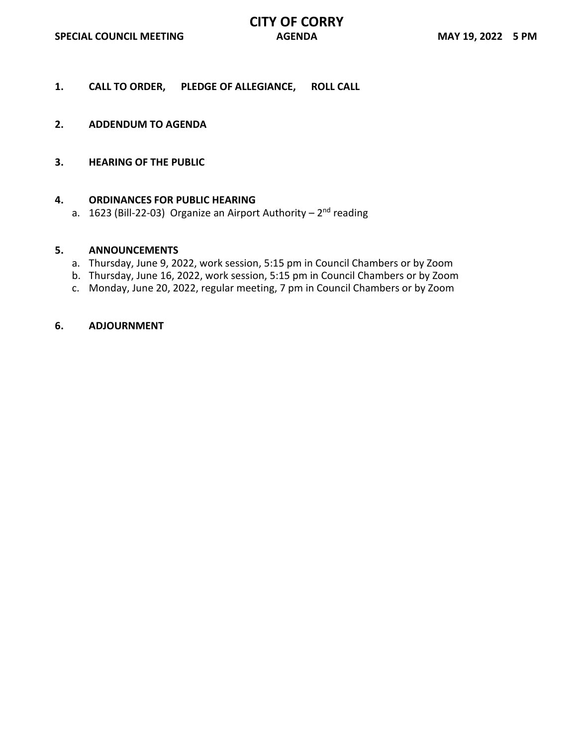# CITY OF CORRY

**SPECIAL COUNCIL MEETING** **AGENDA** **MAY 19, 2022 5 PM**

1. **CALL TO ORDER, PLEDGE OF ALLEGIANCE, ROLL CALL**

2. **ADDENDUM TO AGENDA**

3. **HEARING OF THE PUBLIC**

4. **ORDINANCES FOR PUBLIC HEARING**
   a. 1623 (Bill-22-03) Organize an Airport Authority – 2nd reading

5. **ANNOUNCEMENTS**
   a. Thursday, June 9, 2022, work session, 5:15 pm in Council Chambers or by Zoom
   b. Thursday, June 16, 2022, work session, 5:15 pm in Council Chambers or by Zoom
   c. Monday, June 20, 2022, regular meeting, 7 pm in Council Chambers or by Zoom

6. **ADJOURNMENT**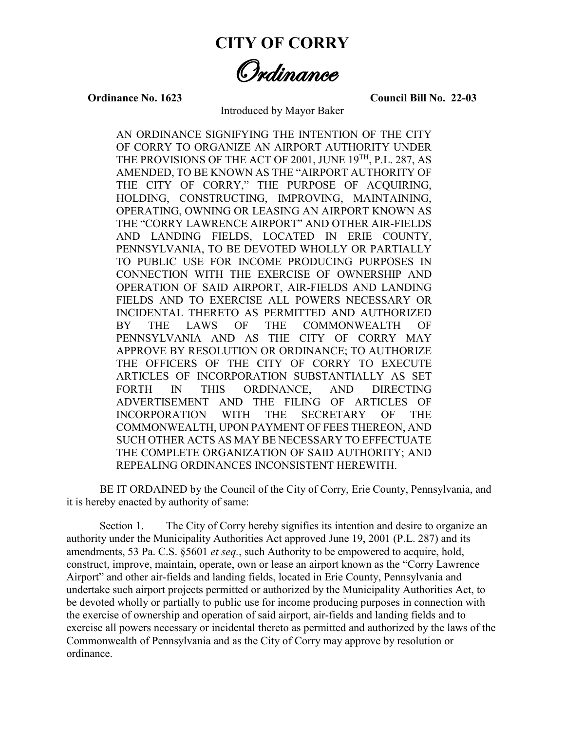# CITY OF CORRY

## *Ordinance*

**Ordinance No. 1623** **Council Bill No. 22-03**

Introduced by Mayor Baker

AN ORDINANCE SIGNIFYING THE INTENTION OF THE CITY OF CORRY TO ORGANIZE AN AIRPORT AUTHORITY UNDER THE PROVISIONS OF THE ACT OF 2001, JUNE 19TH, P.L. 287, AS AMENDED, TO BE KNOWN AS THE "AIRPORT AUTHORITY OF THE CITY OF CORRY," THE PURPOSE OF ACQUIRING, HOLDING, CONSTRUCTING, IMPROVING, MAINTAINING, OPERATING, OWNING OR LEASING AN AIRPORT KNOWN AS THE "CORRY LAWRENCE AIRPORT" AND OTHER AIR-FIELDS AND LANDING FIELDS, LOCATED IN ERIE COUNTY, PENNSYLVANIA, TO BE DEVOTED WHOLLY OR PARTIALLY TO PUBLIC USE FOR INCOME PRODUCING PURPOSES IN CONNECTION WITH THE EXERCISE OF OWNERSHIP AND OPERATION OF SAID AIRPORT, AIR-FIELDS AND LANDING FIELDS AND TO EXERCISE ALL POWERS NECESSARY OR INCIDENTAL THERETO AS PERMITTED AND AUTHORIZED BY THE LAWS OF THE COMMONWEALTH OF PENNSYLVANIA AND AS THE CITY OF CORRY MAY APPROVE BY RESOLUTION OR ORDINANCE; TO AUTHORIZE THE OFFICERS OF THE CITY OF CORRY TO EXECUTE ARTICLES OF INCORPORATION SUBSTANTIALLY AS SET FORTH IN THIS ORDINANCE, AND DIRECTING ADVERTISEMENT AND THE FILING OF ARTICLES OF INCORPORATION WITH THE SECRETARY OF THE COMMONWEALTH, UPON PAYMENT OF FEES THEREON, AND SUCH OTHER ACTS AS MAY BE NECESSARY TO EFFECTUATE THE COMPLETE ORGANIZATION OF SAID AUTHORITY; AND REPEALING ORDINANCES INCONSISTENT HEREWITH.

BE IT ORDAINED by the Council of the City of Corry, Erie County, Pennsylvania, and it is hereby enacted by authority of same:

Section 1. The City of Corry hereby signifies its intention and desire to organize an authority under the Municipality Authorities Act approved June 19, 2001 (P.L. 287) and its amendments, 53 Pa. C.S. §5601 *et seq.*, such Authority to be empowered to acquire, hold, construct, improve, maintain, operate, own or lease an airport known as the "Corry Lawrence Airport" and other air-fields and landing fields, located in Erie County, Pennsylvania and undertake such airport projects permitted or authorized by the Municipality Authorities Act, to be devoted wholly or partially to public use for income producing purposes in connection with the exercise of ownership and operation of said airport, air-fields and landing fields and to exercise all powers necessary or incidental thereto as permitted and authorized by the laws of the Commonwealth of Pennsylvania and as the City of Corry may approve by resolution or ordinance.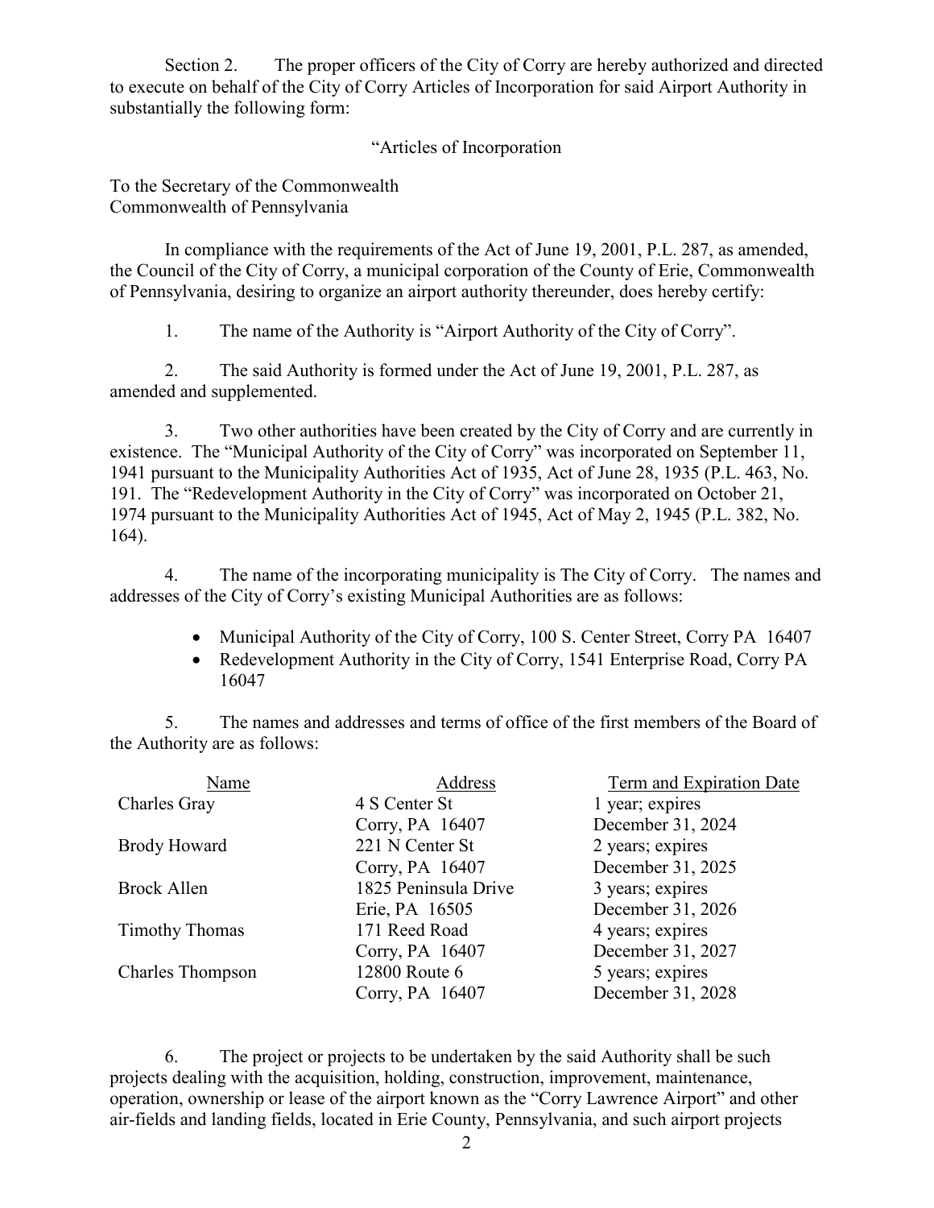Section 2. The proper officers of the City of Corry are hereby authorized and directed to execute on behalf of the City of Corry Articles of Incorporation for said Airport Authority in substantially the following form:

"Articles of Incorporation

To the Secretary of the Commonwealth
Commonwealth of Pennsylvania

In compliance with the requirements of the Act of June 19, 2001, P.L. 287, as amended, the Council of the City of Corry, a municipal corporation of the County of Erie, Commonwealth of Pennsylvania, desiring to organize an airport authority thereunder, does hereby certify:

1. The name of the Authority is "Airport Authority of the City of Corry".

2. The said Authority is formed under the Act of June 19, 2001, P.L. 287, as amended and supplemented.

3. Two other authorities have been created by the City of Corry and are currently in existence. The "Municipal Authority of the City of Corry" was incorporated on September 11, 1941 pursuant to the Municipality Authorities Act of 1935, Act of June 28, 1935 (P.L. 463, No. 191. The "Redevelopment Authority in the City of Corry" was incorporated on October 21, 1974 pursuant to the Municipality Authorities Act of 1945, Act of May 2, 1945 (P.L. 382, No. 164).

4. The name of the incorporating municipality is The City of Corry. The names and addresses of the City of Corry's existing Municipal Authorities are as follows:

- Municipal Authority of the City of Corry, 100 S. Center Street, Corry PA 16407
- Redevelopment Authority in the City of Corry, 1541 Enterprise Road, Corry PA 16047

5. The names and addresses and terms of office of the first members of the Board of the Authority are as follows:

| Name | Address | Term and Expiration Date |
|---|---|---|
| Charles Gray | 4 S Center St<br>Corry, PA 16407 | 1 year; expires<br>December 31, 2024 |
| Brody Howard | 221 N Center St<br>Corry, PA 16407 | 2 years; expires<br>December 31, 2025 |
| Brock Allen | 1825 Peninsula Drive<br>Erie, PA 16505 | 3 years; expires<br>December 31, 2026 |
| Timothy Thomas | 171 Reed Road<br>Corry, PA 16407 | 4 years; expires<br>December 31, 2027 |
| Charles Thompson | 12800 Route 6<br>Corry, PA 16407 | 5 years; expires<br>December 31, 2028 |

6. The project or projects to be undertaken by the said Authority shall be such projects dealing with the acquisition, holding, construction, improvement, maintenance, operation, ownership or lease of the airport known as the "Corry Lawrence Airport" and other air-fields and landing fields, located in Erie County, Pennsylvania, and such airport projects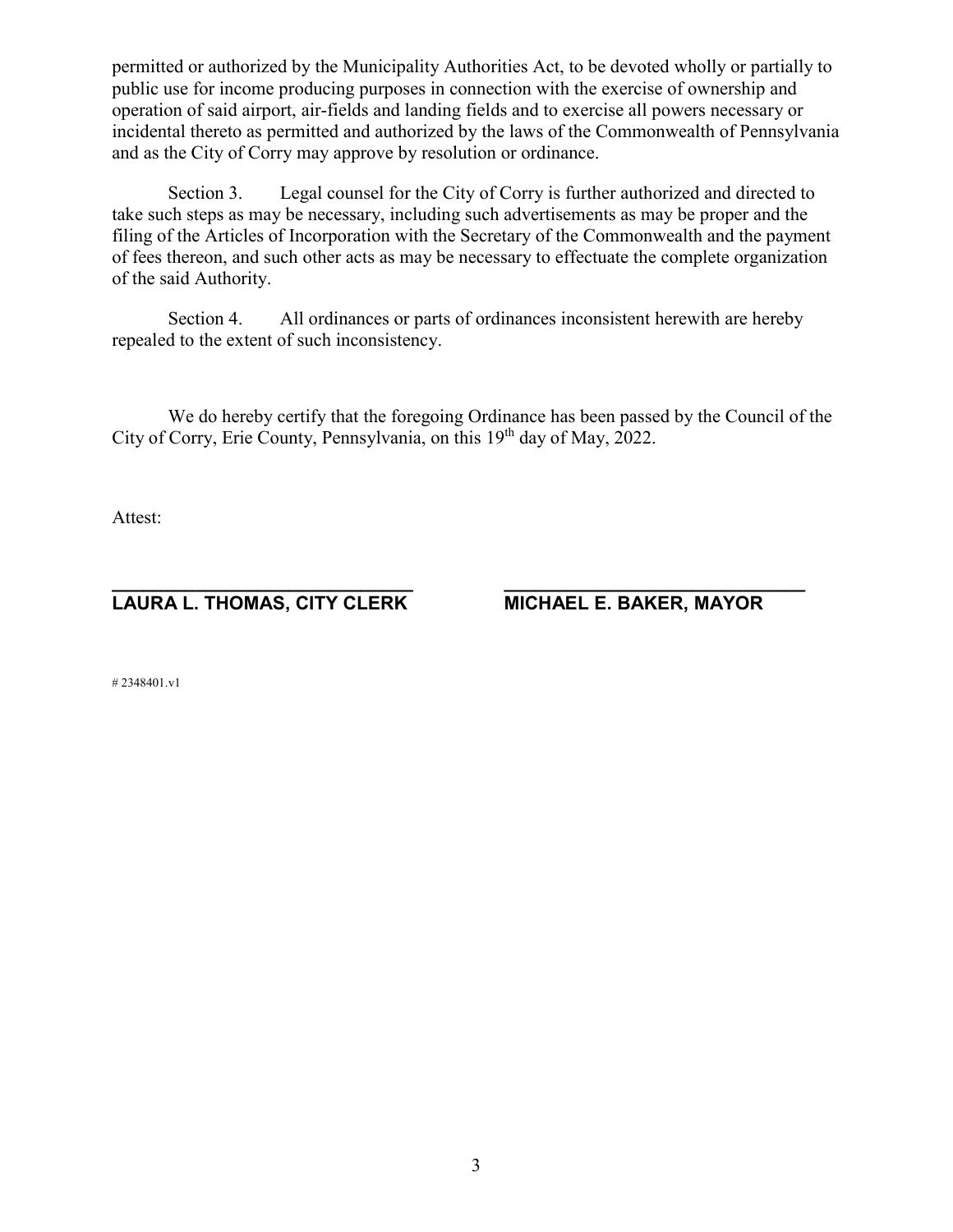permitted or authorized by the Municipality Authorities Act, to be devoted wholly or partially to public use for income producing purposes in connection with the exercise of ownership and operation of said airport, air-fields and landing fields and to exercise all powers necessary or incidental thereto as permitted and authorized by the laws of the Commonwealth of Pennsylvania and as the City of Corry may approve by resolution or ordinance.

Section 3. Legal counsel for the City of Corry is further authorized and directed to take such steps as may be necessary, including such advertisements as may be proper and the filing of the Articles of Incorporation with the Secretary of the Commonwealth and the payment of fees thereon, and such other acts as may be necessary to effectuate the complete organization of the said Authority.

Section 4. All ordinances or parts of ordinances inconsistent herewith are hereby repealed to the extent of such inconsistency.

We do hereby certify that the foregoing Ordinance has been passed by the Council of the City of Corry, Erie County, Pennsylvania, on this 19th day of May, 2022.

Attest:

**LAURA L. THOMAS, CITY CLERK**

**MICHAEL E. BAKER, MAYOR**

# 2348401.v1